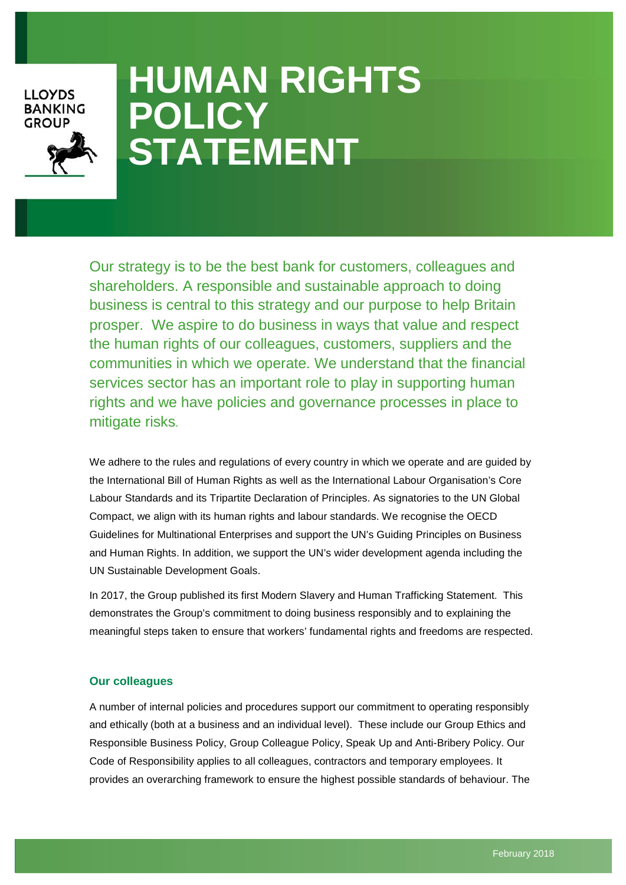LLOYDS BANKING GROUP

# HUMAN RIGHTS POLICY STATEMENT

Our strategy is to be the best bank for customers, colleagues and shareholders. A responsible and sustainable approach to doing business is central to this strategy and our purpose to help Britain prosper. We aspire to do business in ways that value and respect the human rights of our colleagues, customers, suppliers and the communities in which we operate. We understand that the financial services sector has an important role to play in supporting human rights and we have policies and governance processes in place to mitigate risks.

We adhere to the rules and regulations of every country in which we operate and are guided by the International Bill of Human Rights as well as the International Labour Organisation's Core Labour Standards and its Tripartite Declaration of Principles. As signatories to the UN Global Compact, we align with its human rights and labour standards. We recognise the OECD Guidelines for Multinational Enterprises and support the UN's Guiding Principles on Business and Human Rights. In addition, we support the UN's wider development agenda including the UN Sustainable Development Goals.

In 2017, the Group published its first Modern Slavery and Human Trafficking Statement. This demonstrates the Group's commitment to doing business responsibly and to explaining the meaningful steps taken to ensure that workers' fundamental rights and freedoms are respected.

### Our colleagues

A number of internal policies and procedures support our commitment to operating responsibly and ethically (both at a business and an individual level). These include our Group Ethics and Responsible Business Policy, Group Colleague Policy, Speak Up and Anti-Bribery Policy. Our Code of Responsibility applies to all colleagues, contractors and temporary employees. It provides an overarching framework to ensure the highest possible standards of behaviour. The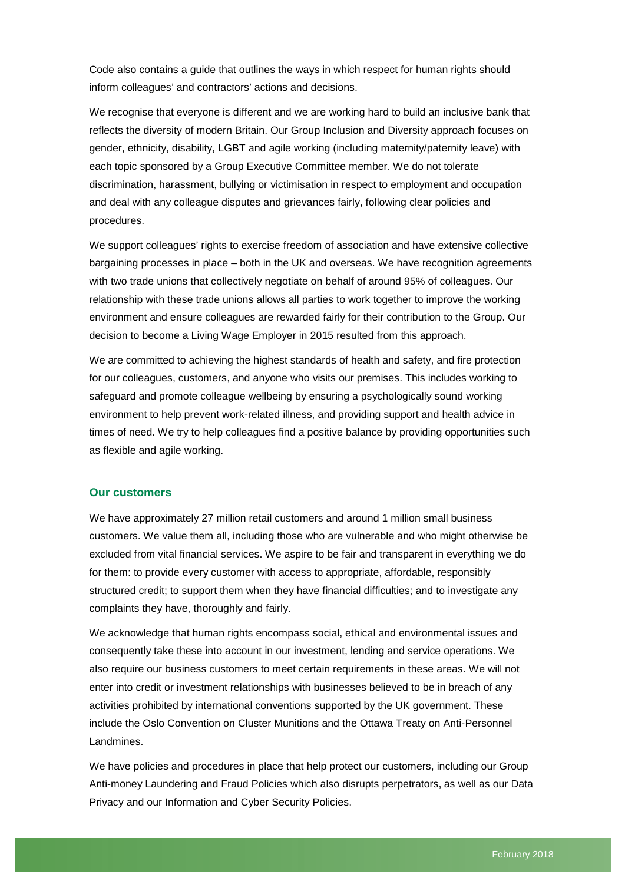Code also contains a guide that outlines the ways in which respect for human rights should inform colleagues' and contractors' actions and decisions.

We recognise that everyone is different and we are working hard to build an inclusive bank that reflects the diversity of modern Britain. Our Group Inclusion and Diversity approach focuses on gender, ethnicity, disability, LGBT and agile working (including maternity/paternity leave) with each topic sponsored by a Group Executive Committee member. We do not tolerate discrimination, harassment, bullying or victimisation in respect to employment and occupation and deal with any colleague disputes and grievances fairly, following clear policies and procedures.

We support colleagues' rights to exercise freedom of association and have extensive collective bargaining processes in place – both in the UK and overseas. We have recognition agreements with two trade unions that collectively negotiate on behalf of around 95% of colleagues. Our relationship with these trade unions allows all parties to work together to improve the working environment and ensure colleagues are rewarded fairly for their contribution to the Group. Our decision to become a Living Wage Employer in 2015 resulted from this approach.

We are committed to achieving the highest standards of health and safety, and fire protection for our colleagues, customers, and anyone who visits our premises. This includes working to safeguard and promote colleague wellbeing by ensuring a psychologically sound working environment to help prevent work-related illness, and providing support and health advice in times of need. We try to help colleagues find a positive balance by providing opportunities such as flexible and agile working.

### Our customers

We have approximately 27 million retail customers and around 1 million small business customers. We value them all, including those who are vulnerable and who might otherwise be excluded from vital financial services. We aspire to be fair and transparent in everything we do for them: to provide every customer with access to appropriate, affordable, responsibly structured credit; to support them when they have financial difficulties; and to investigate any complaints they have, thoroughly and fairly.

We acknowledge that human rights encompass social, ethical and environmental issues and consequently take these into account in our investment, lending and service operations. We also require our business customers to meet certain requirements in these areas. We will not enter into credit or investment relationships with businesses believed to be in breach of any activities prohibited by international conventions supported by the UK government. These include the Oslo Convention on Cluster Munitions and the Ottawa Treaty on Anti-Personnel Landmines.

We have policies and procedures in place that help protect our customers, including our Group Anti-money Laundering and Fraud Policies which also disrupts perpetrators, as well as our Data Privacy and our Information and Cyber Security Policies.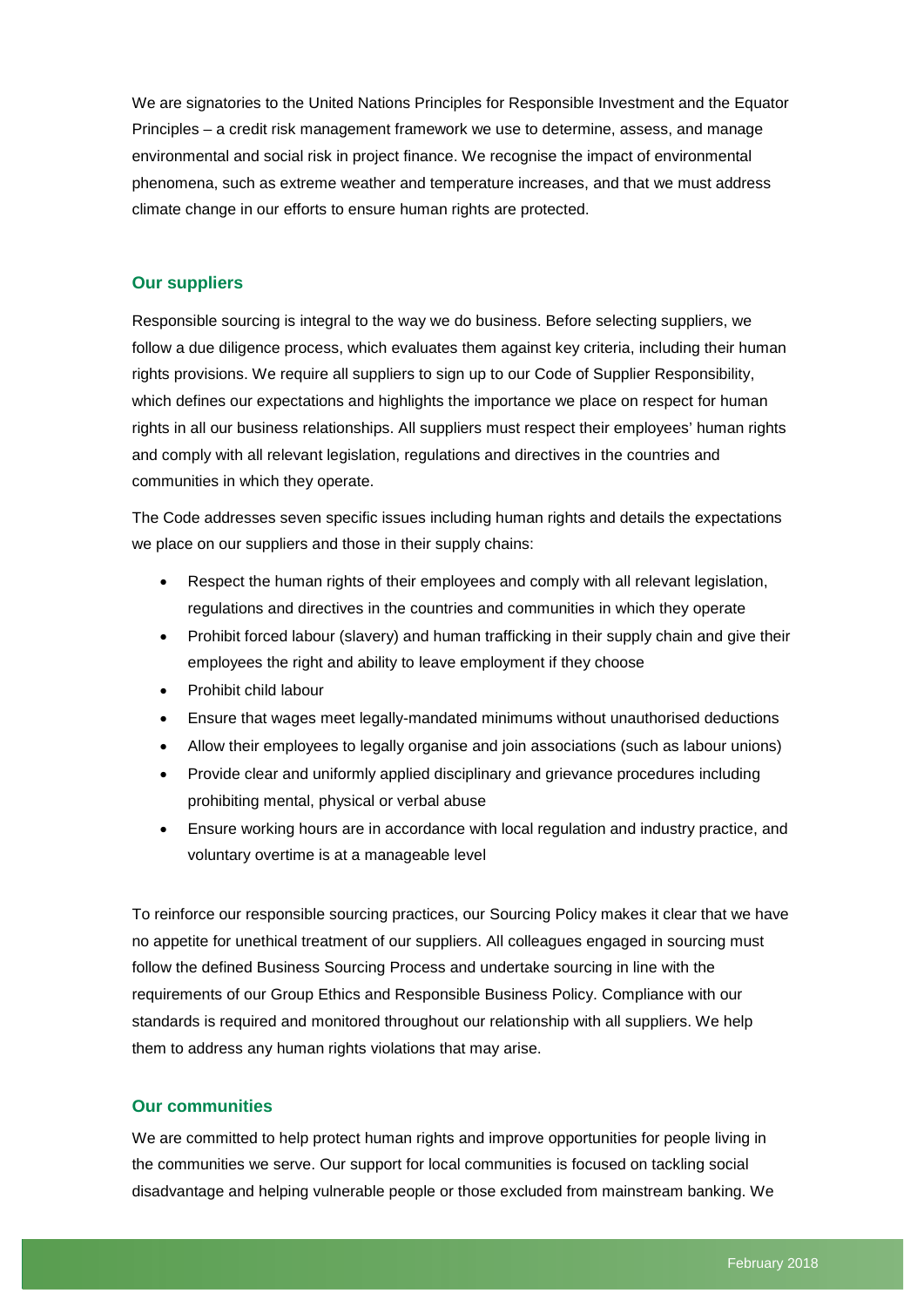We are signatories to the United Nations Principles for Responsible Investment and the Equator Principles – a credit risk management framework we use to determine, assess, and manage environmental and social risk in project finance. We recognise the impact of environmental phenomena, such as extreme weather and temperature increases, and that we must address climate change in our efforts to ensure human rights are protected.

## Our suppliers

Responsible sourcing is integral to the way we do business. Before selecting suppliers, we follow a due diligence process, which evaluates them against key criteria, including their human rights provisions. We require all suppliers to sign up to our Code of Supplier Responsibility, which defines our expectations and highlights the importance we place on respect for human rights in all our business relationships. All suppliers must respect their employees' human rights and comply with all relevant legislation, regulations and directives in the countries and communities in which they operate.

The Code addresses seven specific issues including human rights and details the expectations we place on our suppliers and those in their supply chains:

- Respect the human rights of their employees and comply with all relevant legislation, regulations and directives in the countries and communities in which they operate
- Prohibit forced labour (slavery) and human trafficking in their supply chain and give their employees the right and ability to leave employment if they choose
- Prohibit child labour
- Ensure that wages meet legally-mandated minimums without unauthorised deductions
- Allow their employees to legally organise and join associations (such as labour unions)
- Provide clear and uniformly applied disciplinary and grievance procedures including prohibiting mental, physical or verbal abuse
- Ensure working hours are in accordance with local regulation and industry practice, and voluntary overtime is at a manageable level

To reinforce our responsible sourcing practices, our Sourcing Policy makes it clear that we have no appetite for unethical treatment of our suppliers. All colleagues engaged in sourcing must follow the defined Business Sourcing Process and undertake sourcing in line with the requirements of our Group Ethics and Responsible Business Policy. Compliance with our standards is required and monitored throughout our relationship with all suppliers. We help them to address any human rights violations that may arise.

## Our communities

We are committed to help protect human rights and improve opportunities for people living in the communities we serve. Our support for local communities is focused on tackling social disadvantage and helping vulnerable people or those excluded from mainstream banking. We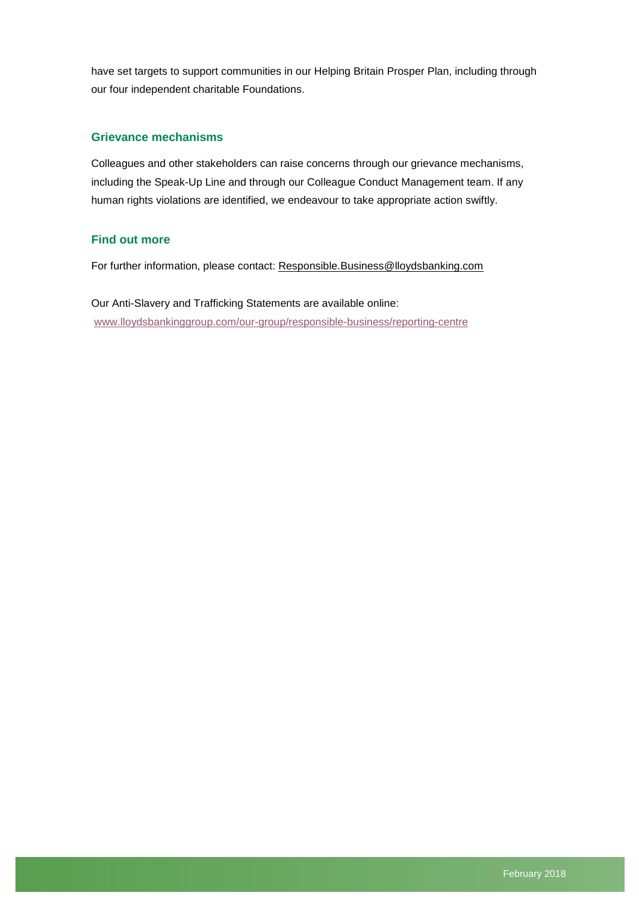have set targets to support communities in our Helping Britain Prosper Plan, including through our four independent charitable Foundations.

## Grievance mechanisms

Colleagues and other stakeholders can raise concerns through our grievance mechanisms, including the Speak-Up Line and through our Colleague Conduct Management team. If any human rights violations are identified, we endeavour to take appropriate action swiftly.

## Find out more

For further information, please contact: Responsible.Business@lloydsbanking.com

Our Anti-Slavery and Trafficking Statements are available online:
www.lloydsbankinggroup.com/our-group/responsible-business/reporting-centre